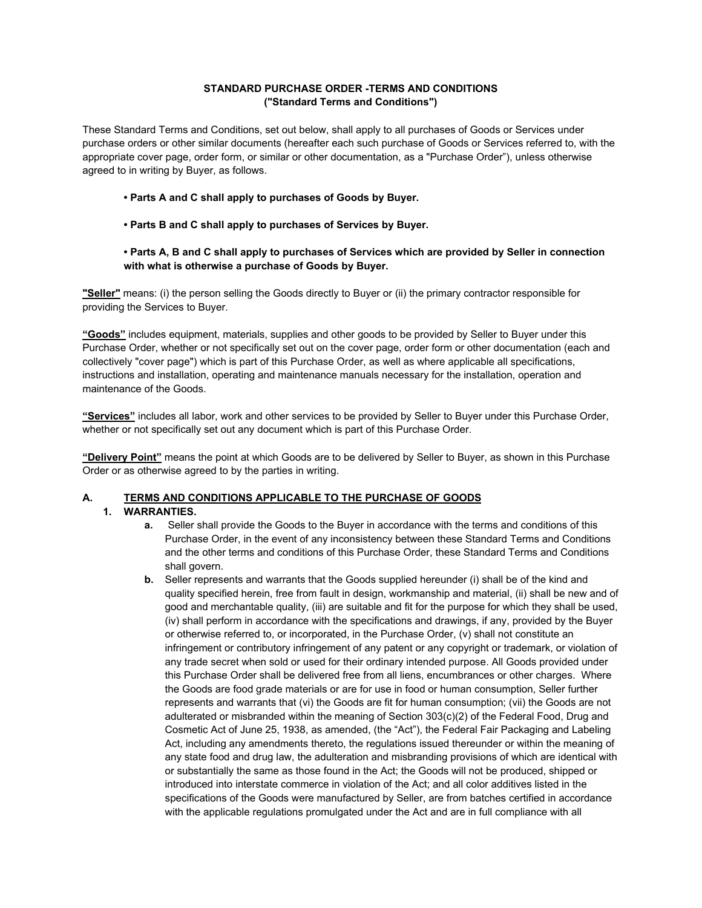**STANDARD PURCHASE ORDER -TERMS AND CONDITIONS**
**("Standard Terms and Conditions")**

These Standard Terms and Conditions, set out below, shall apply to all purchases of Goods or Services under purchase orders or other similar documents (hereafter each such purchase of Goods or Services referred to, with the appropriate cover page, order form, or similar or other documentation, as a "Purchase Order"), unless otherwise agreed to in writing by Buyer, as follows.

- **Parts A and C shall apply to purchases of Goods by Buyer.**
- **Parts B and C shall apply to purchases of Services by Buyer.**
- **Parts A, B and C shall apply to purchases of Services which are provided by Seller in connection with what is otherwise a purchase of Goods by Buyer.**

**"Seller"** means: (i) the person selling the Goods directly to Buyer or (ii) the primary contractor responsible for providing the Services to Buyer.

**"Goods"** includes equipment, materials, supplies and other goods to be provided by Seller to Buyer under this Purchase Order, whether or not specifically set out on the cover page, order form or other documentation (each and collectively "cover page") which is part of this Purchase Order, as well as where applicable all specifications, instructions and installation, operating and maintenance manuals necessary for the installation, operation and maintenance of the Goods.

**"Services"** includes all labor, work and other services to be provided by Seller to Buyer under this Purchase Order, whether or not specifically set out any document which is part of this Purchase Order.

**"Delivery Point"** means the point at which Goods are to be delivered by Seller to Buyer, as shown in this Purchase Order or as otherwise agreed to by the parties in writing.

## A. TERMS AND CONDITIONS APPLICABLE TO THE PURCHASE OF GOODS

### 1. WARRANTIES.

**a.** Seller shall provide the Goods to the Buyer in accordance with the terms and conditions of this Purchase Order, in the event of any inconsistency between these Standard Terms and Conditions and the other terms and conditions of this Purchase Order, these Standard Terms and Conditions shall govern.

**b.** Seller represents and warrants that the Goods supplied hereunder (i) shall be of the kind and quality specified herein, free from fault in design, workmanship and material, (ii) shall be new and of good and merchantable quality, (iii) are suitable and fit for the purpose for which they shall be used, (iv) shall perform in accordance with the specifications and drawings, if any, provided by the Buyer or otherwise referred to, or incorporated, in the Purchase Order, (v) shall not constitute an infringement or contributory infringement of any patent or any copyright or trademark, or violation of any trade secret when sold or used for their ordinary intended purpose. All Goods provided under this Purchase Order shall be delivered free from all liens, encumbrances or other charges. Where the Goods are food grade materials or are for use in food or human consumption, Seller further represents and warrants that (vi) the Goods are fit for human consumption; (vii) the Goods are not adulterated or misbranded within the meaning of Section 303(c)(2) of the Federal Food, Drug and Cosmetic Act of June 25, 1938, as amended, (the "Act"), the Federal Fair Packaging and Labeling Act, including any amendments thereto, the regulations issued thereunder or within the meaning of any state food and drug law, the adulteration and misbranding provisions of which are identical with or substantially the same as those found in the Act; the Goods will not be produced, shipped or introduced into interstate commerce in violation of the Act; and all color additives listed in the specifications of the Goods were manufactured by Seller, are from batches certified in accordance with the applicable regulations promulgated under the Act and are in full compliance with all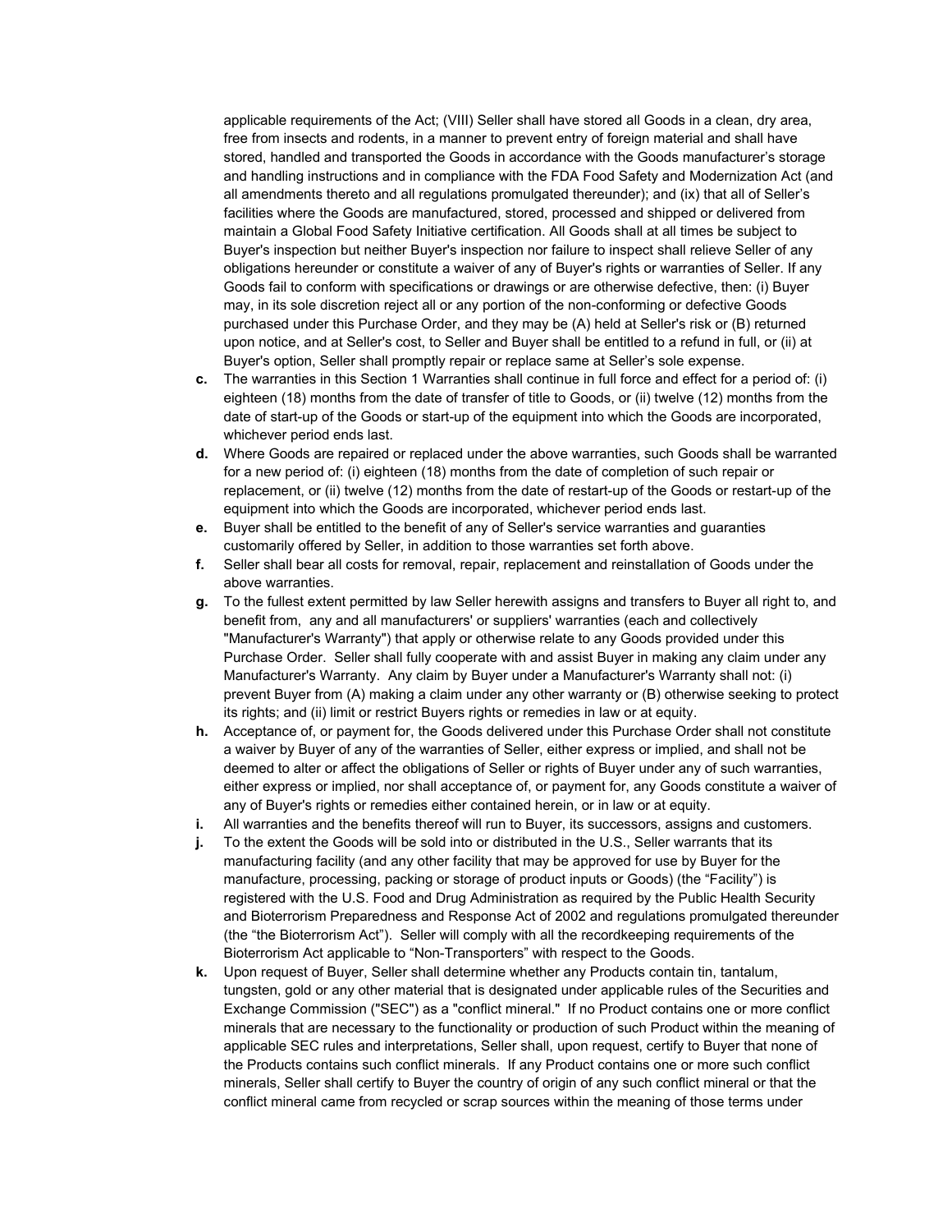applicable requirements of the Act; (VIII) Seller shall have stored all Goods in a clean, dry area, free from insects and rodents, in a manner to prevent entry of foreign material and shall have stored, handled and transported the Goods in accordance with the Goods manufacturer's storage and handling instructions and in compliance with the FDA Food Safety and Modernization Act (and all amendments thereto and all regulations promulgated thereunder); and (ix) that all of Seller's facilities where the Goods are manufactured, stored, processed and shipped or delivered from maintain a Global Food Safety Initiative certification. All Goods shall at all times be subject to Buyer's inspection but neither Buyer's inspection nor failure to inspect shall relieve Seller of any obligations hereunder or constitute a waiver of any of Buyer's rights or warranties of Seller. If any Goods fail to conform with specifications or drawings or are otherwise defective, then: (i) Buyer may, in its sole discretion reject all or any portion of the non-conforming or defective Goods purchased under this Purchase Order, and they may be (A) held at Seller's risk or (B) returned upon notice, and at Seller's cost, to Seller and Buyer shall be entitled to a refund in full, or (ii) at Buyer's option, Seller shall promptly repair or replace same at Seller's sole expense.

**c.** The warranties in this Section 1 Warranties shall continue in full force and effect for a period of: (i) eighteen (18) months from the date of transfer of title to Goods, or (ii) twelve (12) months from the date of start-up of the Goods or start-up of the equipment into which the Goods are incorporated, whichever period ends last.

**d.** Where Goods are repaired or replaced under the above warranties, such Goods shall be warranted for a new period of: (i) eighteen (18) months from the date of completion of such repair or replacement, or (ii) twelve (12) months from the date of restart-up of the Goods or restart-up of the equipment into which the Goods are incorporated, whichever period ends last.

**e.** Buyer shall be entitled to the benefit of any of Seller's service warranties and guaranties customarily offered by Seller, in addition to those warranties set forth above.

**f.** Seller shall bear all costs for removal, repair, replacement and reinstallation of Goods under the above warranties.

**g.** To the fullest extent permitted by law Seller herewith assigns and transfers to Buyer all right to, and benefit from, any and all manufacturers' or suppliers' warranties (each and collectively "Manufacturer's Warranty") that apply or otherwise relate to any Goods provided under this Purchase Order. Seller shall fully cooperate with and assist Buyer in making any claim under any Manufacturer's Warranty. Any claim by Buyer under a Manufacturer's Warranty shall not: (i) prevent Buyer from (A) making a claim under any other warranty or (B) otherwise seeking to protect its rights; and (ii) limit or restrict Buyers rights or remedies in law or at equity.

**h.** Acceptance of, or payment for, the Goods delivered under this Purchase Order shall not constitute a waiver by Buyer of any of the warranties of Seller, either express or implied, and shall not be deemed to alter or affect the obligations of Seller or rights of Buyer under any of such warranties, either express or implied, nor shall acceptance of, or payment for, any Goods constitute a waiver of any of Buyer's rights or remedies either contained herein, or in law or at equity.

**i.** All warranties and the benefits thereof will run to Buyer, its successors, assigns and customers.

**j.** To the extent the Goods will be sold into or distributed in the U.S., Seller warrants that its manufacturing facility (and any other facility that may be approved for use by Buyer for the manufacture, processing, packing or storage of product inputs or Goods) (the "Facility") is registered with the U.S. Food and Drug Administration as required by the Public Health Security and Bioterrorism Preparedness and Response Act of 2002 and regulations promulgated thereunder (the "the Bioterrorism Act"). Seller will comply with all the recordkeeping requirements of the Bioterrorism Act applicable to "Non-Transporters" with respect to the Goods.

**k.** Upon request of Buyer, Seller shall determine whether any Products contain tin, tantalum, tungsten, gold or any other material that is designated under applicable rules of the Securities and Exchange Commission ("SEC") as a "conflict mineral." If no Product contains one or more conflict minerals that are necessary to the functionality or production of such Product within the meaning of applicable SEC rules and interpretations, Seller shall, upon request, certify to Buyer that none of the Products contains such conflict minerals. If any Product contains one or more such conflict minerals, Seller shall certify to Buyer the country of origin of any such conflict mineral or that the conflict mineral came from recycled or scrap sources within the meaning of those terms under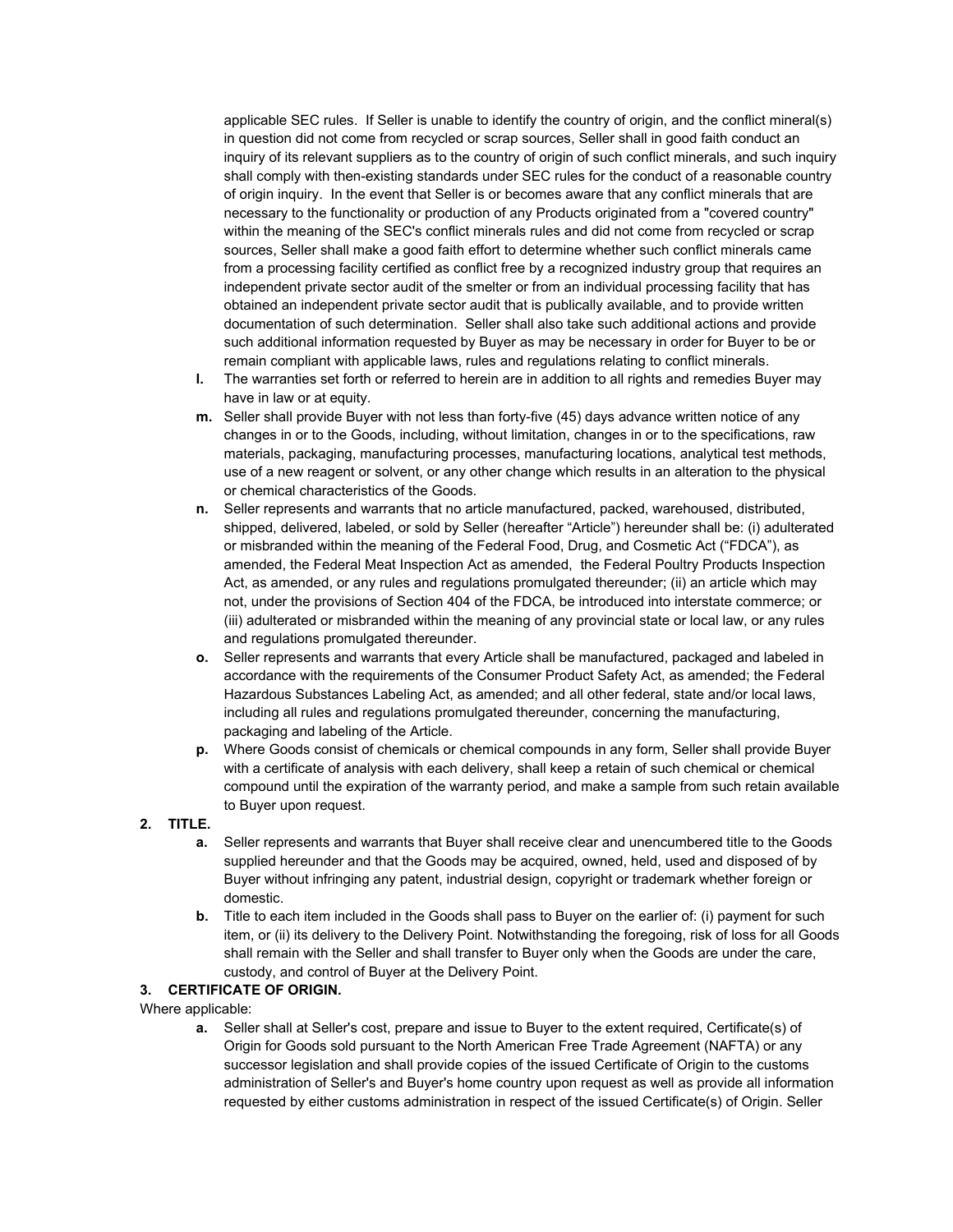applicable SEC rules. If Seller is unable to identify the country of origin, and the conflict mineral(s) in question did not come from recycled or scrap sources, Seller shall in good faith conduct an inquiry of its relevant suppliers as to the country of origin of such conflict minerals, and such inquiry shall comply with then-existing standards under SEC rules for the conduct of a reasonable country of origin inquiry. In the event that Seller is or becomes aware that any conflict minerals that are necessary to the functionality or production of any Products originated from a "covered country" within the meaning of the SEC's conflict minerals rules and did not come from recycled or scrap sources, Seller shall make a good faith effort to determine whether such conflict minerals came from a processing facility certified as conflict free by a recognized industry group that requires an independent private sector audit of the smelter or from an individual processing facility that has obtained an independent private sector audit that is publically available, and to provide written documentation of such determination. Seller shall also take such additional actions and provide such additional information requested by Buyer as may be necessary in order for Buyer to be or remain compliant with applicable laws, rules and regulations relating to conflict minerals.

**l.** The warranties set forth or referred to herein are in addition to all rights and remedies Buyer may have in law or at equity.

**m.** Seller shall provide Buyer with not less than forty-five (45) days advance written notice of any changes in or to the Goods, including, without limitation, changes in or to the specifications, raw materials, packaging, manufacturing processes, manufacturing locations, analytical test methods, use of a new reagent or solvent, or any other change which results in an alteration to the physical or chemical characteristics of the Goods.

**n.** Seller represents and warrants that no article manufactured, packed, warehoused, distributed, shipped, delivered, labeled, or sold by Seller (hereafter "Article") hereunder shall be: (i) adulterated or misbranded within the meaning of the Federal Food, Drug, and Cosmetic Act ("FDCA"), as amended, the Federal Meat Inspection Act as amended, the Federal Poultry Products Inspection Act, as amended, or any rules and regulations promulgated thereunder; (ii) an article which may not, under the provisions of Section 404 of the FDCA, be introduced into interstate commerce; or (iii) adulterated or misbranded within the meaning of any provincial state or local law, or any rules and regulations promulgated thereunder.

**o.** Seller represents and warrants that every Article shall be manufactured, packaged and labeled in accordance with the requirements of the Consumer Product Safety Act, as amended; the Federal Hazardous Substances Labeling Act, as amended; and all other federal, state and/or local laws, including all rules and regulations promulgated thereunder, concerning the manufacturing, packaging and labeling of the Article.

**p.** Where Goods consist of chemicals or chemical compounds in any form, Seller shall provide Buyer with a certificate of analysis with each delivery, shall keep a retain of such chemical or chemical compound until the expiration of the warranty period, and make a sample from such retain available to Buyer upon request.

**2. TITLE.**

**a.** Seller represents and warrants that Buyer shall receive clear and unencumbered title to the Goods supplied hereunder and that the Goods may be acquired, owned, held, used and disposed of by Buyer without infringing any patent, industrial design, copyright or trademark whether foreign or domestic.

**b.** Title to each item included in the Goods shall pass to Buyer on the earlier of: (i) payment for such item, or (ii) its delivery to the Delivery Point. Notwithstanding the foregoing, risk of loss for all Goods shall remain with the Seller and shall transfer to Buyer only when the Goods are under the care, custody, and control of Buyer at the Delivery Point.

**3. CERTIFICATE OF ORIGIN.**

Where applicable:

**a.** Seller shall at Seller's cost, prepare and issue to Buyer to the extent required, Certificate(s) of Origin for Goods sold pursuant to the North American Free Trade Agreement (NAFTA) or any successor legislation and shall provide copies of the issued Certificate of Origin to the customs administration of Seller's and Buyer's home country upon request as well as provide all information requested by either customs administration in respect of the issued Certificate(s) of Origin. Seller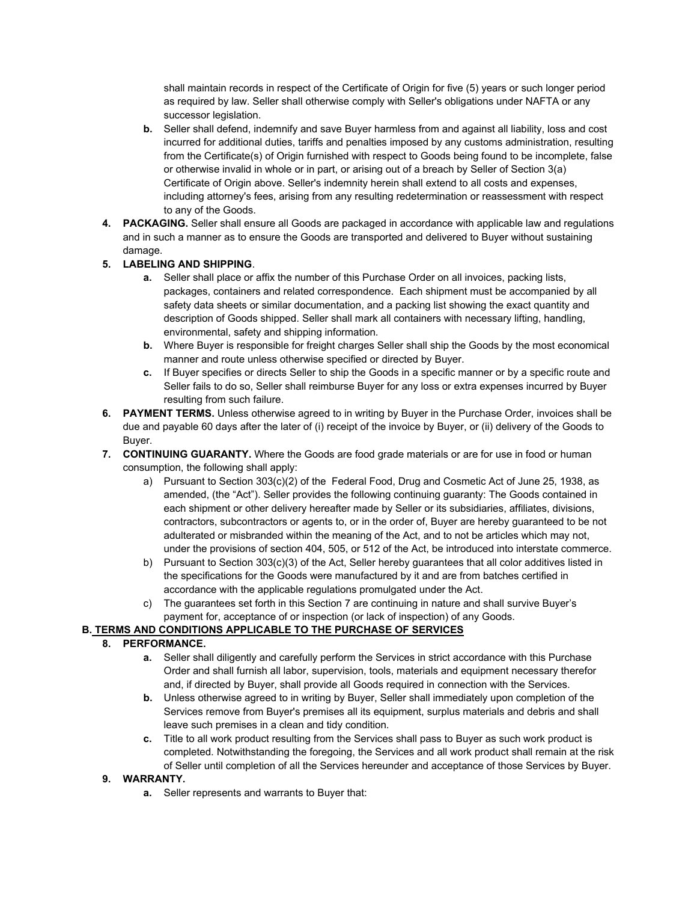shall maintain records in respect of the Certificate of Origin for five (5) years or such longer period as required by law. Seller shall otherwise comply with Seller's obligations under NAFTA or any successor legislation.

   - **b.** Seller shall defend, indemnify and save Buyer harmless from and against all liability, loss and cost incurred for additional duties, tariffs and penalties imposed by any customs administration, resulting from the Certificate(s) of Origin furnished with respect to Goods being found to be incomplete, false or otherwise invalid in whole or in part, or arising out of a breach by Seller of Section 3(a) Certificate of Origin above. Seller's indemnity herein shall extend to all costs and expenses, including attorney's fees, arising from any resulting redetermination or reassessment with respect to any of the Goods.

4. **PACKAGING.** Seller shall ensure all Goods are packaged in accordance with applicable law and regulations and in such a manner as to ensure the Goods are transported and delivered to Buyer without sustaining damage.
5. **LABELING AND SHIPPING**.
   - **a.** Seller shall place or affix the number of this Purchase Order on all invoices, packing lists, packages, containers and related correspondence. Each shipment must be accompanied by all safety data sheets or similar documentation, and a packing list showing the exact quantity and description of Goods shipped. Seller shall mark all containers with necessary lifting, handling, environmental, safety and shipping information.
   - **b.** Where Buyer is responsible for freight charges Seller shall ship the Goods by the most economical manner and route unless otherwise specified or directed by Buyer.
   - **c.** If Buyer specifies or directs Seller to ship the Goods in a specific manner or by a specific route and Seller fails to do so, Seller shall reimburse Buyer for any loss or extra expenses incurred by Buyer resulting from such failure.
6. **PAYMENT TERMS.** Unless otherwise agreed to in writing by Buyer in the Purchase Order, invoices shall be due and payable 60 days after the later of (i) receipt of the invoice by Buyer, or (ii) delivery of the Goods to Buyer.
7. **CONTINUING GUARANTY.** Where the Goods are food grade materials or are for use in food or human consumption, the following shall apply:
   - a) Pursuant to Section 303(c)(2) of the Federal Food, Drug and Cosmetic Act of June 25, 1938, as amended, (the "Act"). Seller provides the following continuing guaranty: The Goods contained in each shipment or other delivery hereafter made by Seller or its subsidiaries, affiliates, divisions, contractors, subcontractors or agents to, or in the order of, Buyer are hereby guaranteed to be not adulterated or misbranded within the meaning of the Act, and to not be articles which may not, under the provisions of section 404, 505, or 512 of the Act, be introduced into interstate commerce.
   - b) Pursuant to Section 303(c)(3) of the Act, Seller hereby guarantees that all color additives listed in the specifications for the Goods were manufactured by it and are from batches certified in accordance with the applicable regulations promulgated under the Act.
   - c) The guarantees set forth in this Section 7 are continuing in nature and shall survive Buyer's payment for, acceptance of or inspection (or lack of inspection) of any Goods.

## B. TERMS AND CONDITIONS APPLICABLE TO THE PURCHASE OF SERVICES

8. **PERFORMANCE.**
   - **a.** Seller shall diligently and carefully perform the Services in strict accordance with this Purchase Order and shall furnish all labor, supervision, tools, materials and equipment necessary therefor and, if directed by Buyer, shall provide all Goods required in connection with the Services.
   - **b.** Unless otherwise agreed to in writing by Buyer, Seller shall immediately upon completion of the Services remove from Buyer's premises all its equipment, surplus materials and debris and shall leave such premises in a clean and tidy condition.
   - **c.** Title to all work product resulting from the Services shall pass to Buyer as such work product is completed. Notwithstanding the foregoing, the Services and all work product shall remain at the risk of Seller until completion of all the Services hereunder and acceptance of those Services by Buyer.
9. **WARRANTY.**
   - **a.** Seller represents and warrants to Buyer that: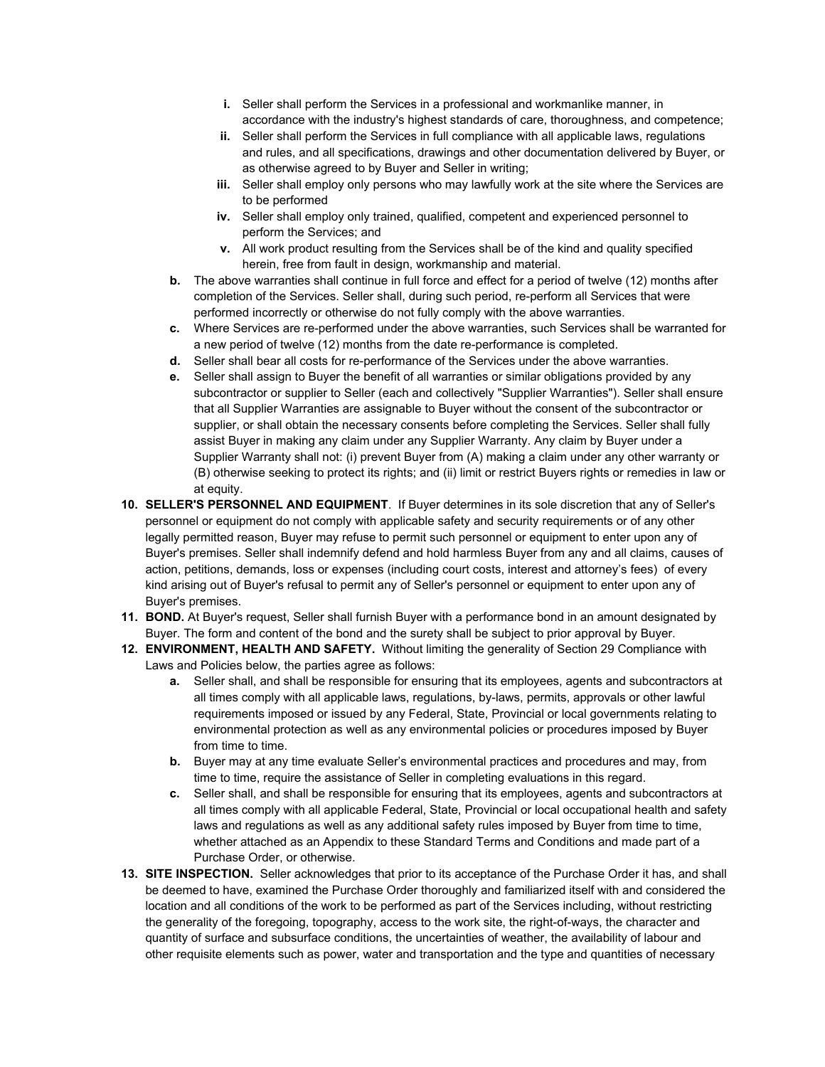i. Seller shall perform the Services in a professional and workmanlike manner, in accordance with the industry's highest standards of care, thoroughness, and competence;
   ii. Seller shall perform the Services in full compliance with all applicable laws, regulations and rules, and all specifications, drawings and other documentation delivered by Buyer, or as otherwise agreed to by Buyer and Seller in writing;
   iii. Seller shall employ only persons who may lawfully work at the site where the Services are to be performed
   iv. Seller shall employ only trained, qualified, competent and experienced personnel to perform the Services; and
   v. All work product resulting from the Services shall be of the kind and quality specified herein, free from fault in design, workmanship and material.

   b. The above warranties shall continue in full force and effect for a period of twelve (12) months after completion of the Services. Seller shall, during such period, re-perform all Services that were performed incorrectly or otherwise do not fully comply with the above warranties.
   c. Where Services are re-performed under the above warranties, such Services shall be warranted for a new period of twelve (12) months from the date re-performance is completed.
   d. Seller shall bear all costs for re-performance of the Services under the above warranties.
   e. Seller shall assign to Buyer the benefit of all warranties or similar obligations provided by any subcontractor or supplier to Seller (each and collectively "Supplier Warranties"). Seller shall ensure that all Supplier Warranties are assignable to Buyer without the consent of the subcontractor or supplier, or shall obtain the necessary consents before completing the Services. Seller shall fully assist Buyer in making any claim under any Supplier Warranty. Any claim by Buyer under a Supplier Warranty shall not: (i) prevent Buyer from (A) making a claim under any other warranty or (B) otherwise seeking to protect its rights; and (ii) limit or restrict Buyers rights or remedies in law or at equity.

10. **SELLER'S PERSONNEL AND EQUIPMENT**. If Buyer determines in its sole discretion that any of Seller's personnel or equipment do not comply with applicable safety and security requirements or of any other legally permitted reason, Buyer may refuse to permit such personnel or equipment to enter upon any of Buyer's premises. Seller shall indemnify defend and hold harmless Buyer from any and all claims, causes of action, petitions, demands, loss or expenses (including court costs, interest and attorney's fees) of every kind arising out of Buyer's refusal to permit any of Seller's personnel or equipment to enter upon any of Buyer's premises.
11. **BOND.** At Buyer's request, Seller shall furnish Buyer with a performance bond in an amount designated by Buyer. The form and content of the bond and the surety shall be subject to prior approval by Buyer.
12. **ENVIRONMENT, HEALTH AND SAFETY.** Without limiting the generality of Section 29 Compliance with Laws and Policies below, the parties agree as follows:
   a. Seller shall, and shall be responsible for ensuring that its employees, agents and subcontractors at all times comply with all applicable laws, regulations, by-laws, permits, approvals or other lawful requirements imposed or issued by any Federal, State, Provincial or local governments relating to environmental protection as well as any environmental policies or procedures imposed by Buyer from time to time.
   b. Buyer may at any time evaluate Seller's environmental practices and procedures and may, from time to time, require the assistance of Seller in completing evaluations in this regard.
   c. Seller shall, and shall be responsible for ensuring that its employees, agents and subcontractors at all times comply with all applicable Federal, State, Provincial or local occupational health and safety laws and regulations as well as any additional safety rules imposed by Buyer from time to time, whether attached as an Appendix to these Standard Terms and Conditions and made part of a Purchase Order, or otherwise.
13. **SITE INSPECTION.** Seller acknowledges that prior to its acceptance of the Purchase Order it has, and shall be deemed to have, examined the Purchase Order thoroughly and familiarized itself with and considered the location and all conditions of the work to be performed as part of the Services including, without restricting the generality of the foregoing, topography, access to the work site, the right-of-ways, the character and quantity of surface and subsurface conditions, the uncertainties of weather, the availability of labour and other requisite elements such as power, water and transportation and the type and quantities of necessary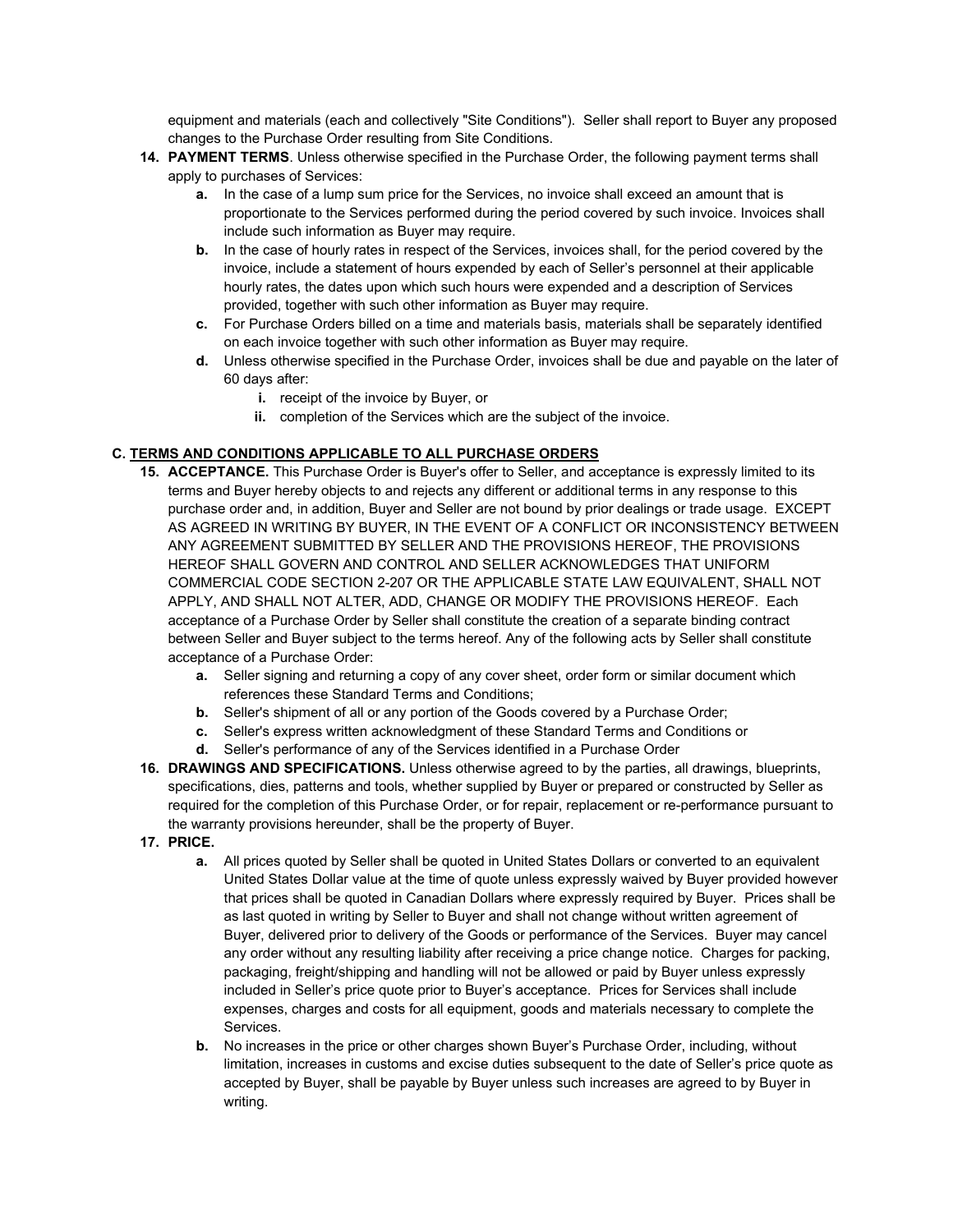equipment and materials (each and collectively "Site Conditions"). Seller shall report to Buyer any proposed changes to the Purchase Order resulting from Site Conditions.

14. **PAYMENT TERMS**. Unless otherwise specified in the Purchase Order, the following payment terms shall apply to purchases of Services:
    - **a.** In the case of a lump sum price for the Services, no invoice shall exceed an amount that is proportionate to the Services performed during the period covered by such invoice. Invoices shall include such information as Buyer may require.
    - **b.** In the case of hourly rates in respect of the Services, invoices shall, for the period covered by the invoice, include a statement of hours expended by each of Seller's personnel at their applicable hourly rates, the dates upon which such hours were expended and a description of Services provided, together with such other information as Buyer may require.
    - **c.** For Purchase Orders billed on a time and materials basis, materials shall be separately identified on each invoice together with such other information as Buyer may require.
    - **d.** Unless otherwise specified in the Purchase Order, invoices shall be due and payable on the later of 60 days after:
        - **i.** receipt of the invoice by Buyer, or
        - **ii.** completion of the Services which are the subject of the invoice.

## C. TERMS AND CONDITIONS APPLICABLE TO ALL PURCHASE ORDERS

15. **ACCEPTANCE.** This Purchase Order is Buyer's offer to Seller, and acceptance is expressly limited to its terms and Buyer hereby objects to and rejects any different or additional terms in any response to this purchase order and, in addition, Buyer and Seller are not bound by prior dealings or trade usage. EXCEPT AS AGREED IN WRITING BY BUYER, IN THE EVENT OF A CONFLICT OR INCONSISTENCY BETWEEN ANY AGREEMENT SUBMITTED BY SELLER AND THE PROVISIONS HEREOF, THE PROVISIONS HEREOF SHALL GOVERN AND CONTROL AND SELLER ACKNOWLEDGES THAT UNIFORM COMMERCIAL CODE SECTION 2-207 OR THE APPLICABLE STATE LAW EQUIVALENT, SHALL NOT APPLY, AND SHALL NOT ALTER, ADD, CHANGE OR MODIFY THE PROVISIONS HEREOF. Each acceptance of a Purchase Order by Seller shall constitute the creation of a separate binding contract between Seller and Buyer subject to the terms hereof. Any of the following acts by Seller shall constitute acceptance of a Purchase Order:
    - **a.** Seller signing and returning a copy of any cover sheet, order form or similar document which references these Standard Terms and Conditions;
    - **b.** Seller's shipment of all or any portion of the Goods covered by a Purchase Order;
    - **c.** Seller's express written acknowledgment of these Standard Terms and Conditions or
    - **d.** Seller's performance of any of the Services identified in a Purchase Order
16. **DRAWINGS AND SPECIFICATIONS.** Unless otherwise agreed to by the parties, all drawings, blueprints, specifications, dies, patterns and tools, whether supplied by Buyer or prepared or constructed by Seller as required for the completion of this Purchase Order, or for repair, replacement or re-performance pursuant to the warranty provisions hereunder, shall be the property of Buyer.
17. **PRICE.**
    - **a.** All prices quoted by Seller shall be quoted in United States Dollars or converted to an equivalent United States Dollar value at the time of quote unless expressly waived by Buyer provided however that prices shall be quoted in Canadian Dollars where expressly required by Buyer. Prices shall be as last quoted in writing by Seller to Buyer and shall not change without written agreement of Buyer, delivered prior to delivery of the Goods or performance of the Services. Buyer may cancel any order without any resulting liability after receiving a price change notice. Charges for packing, packaging, freight/shipping and handling will not be allowed or paid by Buyer unless expressly included in Seller's price quote prior to Buyer's acceptance. Prices for Services shall include expenses, charges and costs for all equipment, goods and materials necessary to complete the Services.
    - **b.** No increases in the price or other charges shown Buyer's Purchase Order, including, without limitation, increases in customs and excise duties subsequent to the date of Seller's price quote as accepted by Buyer, shall be payable by Buyer unless such increases are agreed to by Buyer in writing.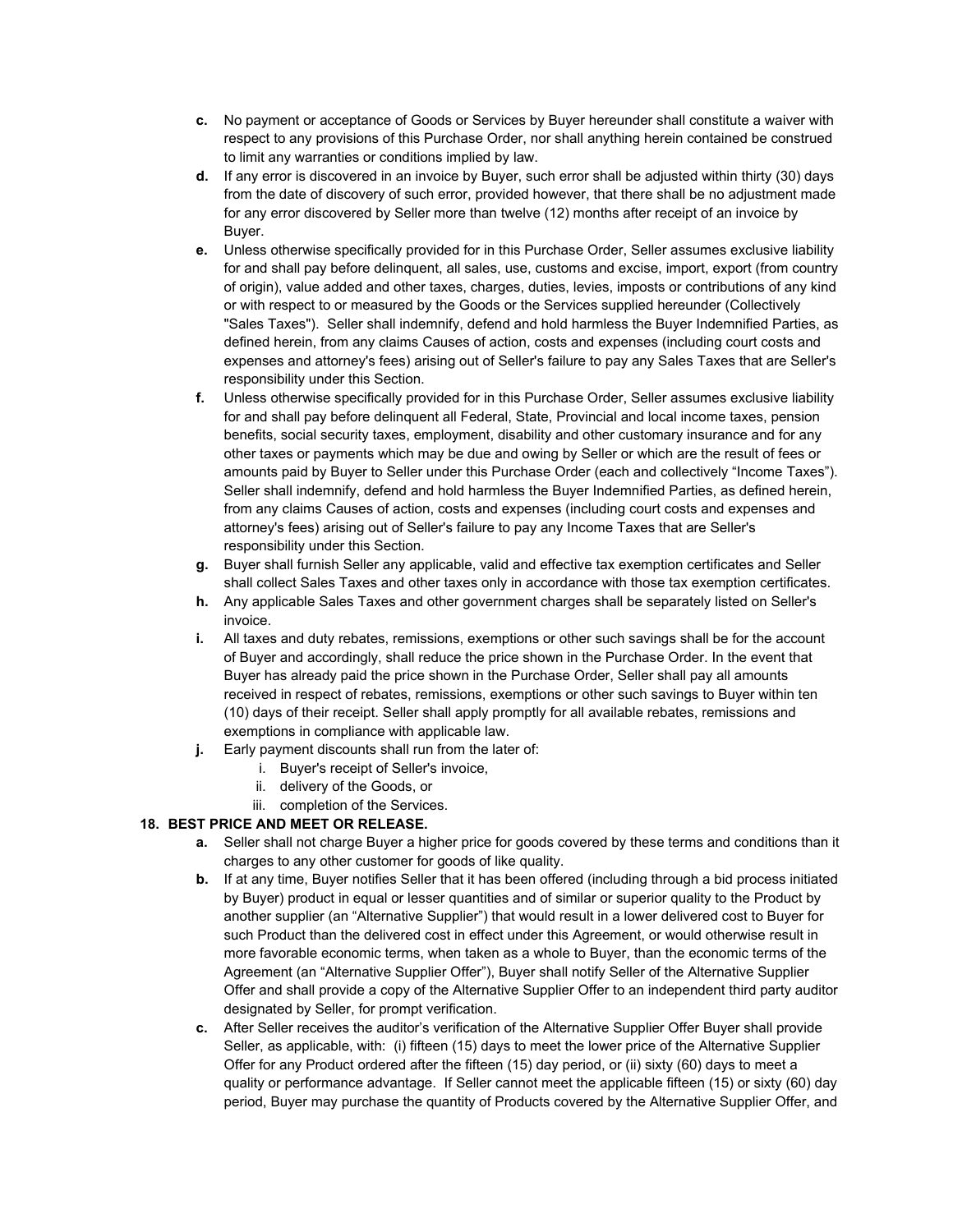- **c.** No payment or acceptance of Goods or Services by Buyer hereunder shall constitute a waiver with respect to any provisions of this Purchase Order, nor shall anything herein contained be construed to limit any warranties or conditions implied by law.
- **d.** If any error is discovered in an invoice by Buyer, such error shall be adjusted within thirty (30) days from the date of discovery of such error, provided however, that there shall be no adjustment made for any error discovered by Seller more than twelve (12) months after receipt of an invoice by Buyer.
- **e.** Unless otherwise specifically provided for in this Purchase Order, Seller assumes exclusive liability for and shall pay before delinquent, all sales, use, customs and excise, import, export (from country of origin), value added and other taxes, charges, duties, levies, imposts or contributions of any kind or with respect to or measured by the Goods or the Services supplied hereunder (Collectively "Sales Taxes"). Seller shall indemnify, defend and hold harmless the Buyer Indemnified Parties, as defined herein, from any claims Causes of action, costs and expenses (including court costs and expenses and attorney's fees) arising out of Seller's failure to pay any Sales Taxes that are Seller's responsibility under this Section.
- **f.** Unless otherwise specifically provided for in this Purchase Order, Seller assumes exclusive liability for and shall pay before delinquent all Federal, State, Provincial and local income taxes, pension benefits, social security taxes, employment, disability and other customary insurance and for any other taxes or payments which may be due and owing by Seller or which are the result of fees or amounts paid by Buyer to Seller under this Purchase Order (each and collectively "Income Taxes"). Seller shall indemnify, defend and hold harmless the Buyer Indemnified Parties, as defined herein, from any claims Causes of action, costs and expenses (including court costs and expenses and attorney's fees) arising out of Seller's failure to pay any Income Taxes that are Seller's responsibility under this Section.
- **g.** Buyer shall furnish Seller any applicable, valid and effective tax exemption certificates and Seller shall collect Sales Taxes and other taxes only in accordance with those tax exemption certificates.
- **h.** Any applicable Sales Taxes and other government charges shall be separately listed on Seller's invoice.
- **i.** All taxes and duty rebates, remissions, exemptions or other such savings shall be for the account of Buyer and accordingly, shall reduce the price shown in the Purchase Order. In the event that Buyer has already paid the price shown in the Purchase Order, Seller shall pay all amounts received in respect of rebates, remissions, exemptions or other such savings to Buyer within ten (10) days of their receipt. Seller shall apply promptly for all available rebates, remissions and exemptions in compliance with applicable law.
- **j.** Early payment discounts shall run from the later of:
    - i. Buyer's receipt of Seller's invoice,
    - ii. delivery of the Goods, or
    - iii. completion of the Services.

**18. BEST PRICE AND MEET OR RELEASE.**

- **a.** Seller shall not charge Buyer a higher price for goods covered by these terms and conditions than it charges to any other customer for goods of like quality.
- **b.** If at any time, Buyer notifies Seller that it has been offered (including through a bid process initiated by Buyer) product in equal or lesser quantities and of similar or superior quality to the Product by another supplier (an "Alternative Supplier") that would result in a lower delivered cost to Buyer for such Product than the delivered cost in effect under this Agreement, or would otherwise result in more favorable economic terms, when taken as a whole to Buyer, than the economic terms of the Agreement (an "Alternative Supplier Offer"), Buyer shall notify Seller of the Alternative Supplier Offer and shall provide a copy of the Alternative Supplier Offer to an independent third party auditor designated by Seller, for prompt verification.
- **c.** After Seller receives the auditor's verification of the Alternative Supplier Offer Buyer shall provide Seller, as applicable, with: (i) fifteen (15) days to meet the lower price of the Alternative Supplier Offer for any Product ordered after the fifteen (15) day period, or (ii) sixty (60) days to meet a quality or performance advantage. If Seller cannot meet the applicable fifteen (15) or sixty (60) day period, Buyer may purchase the quantity of Products covered by the Alternative Supplier Offer, and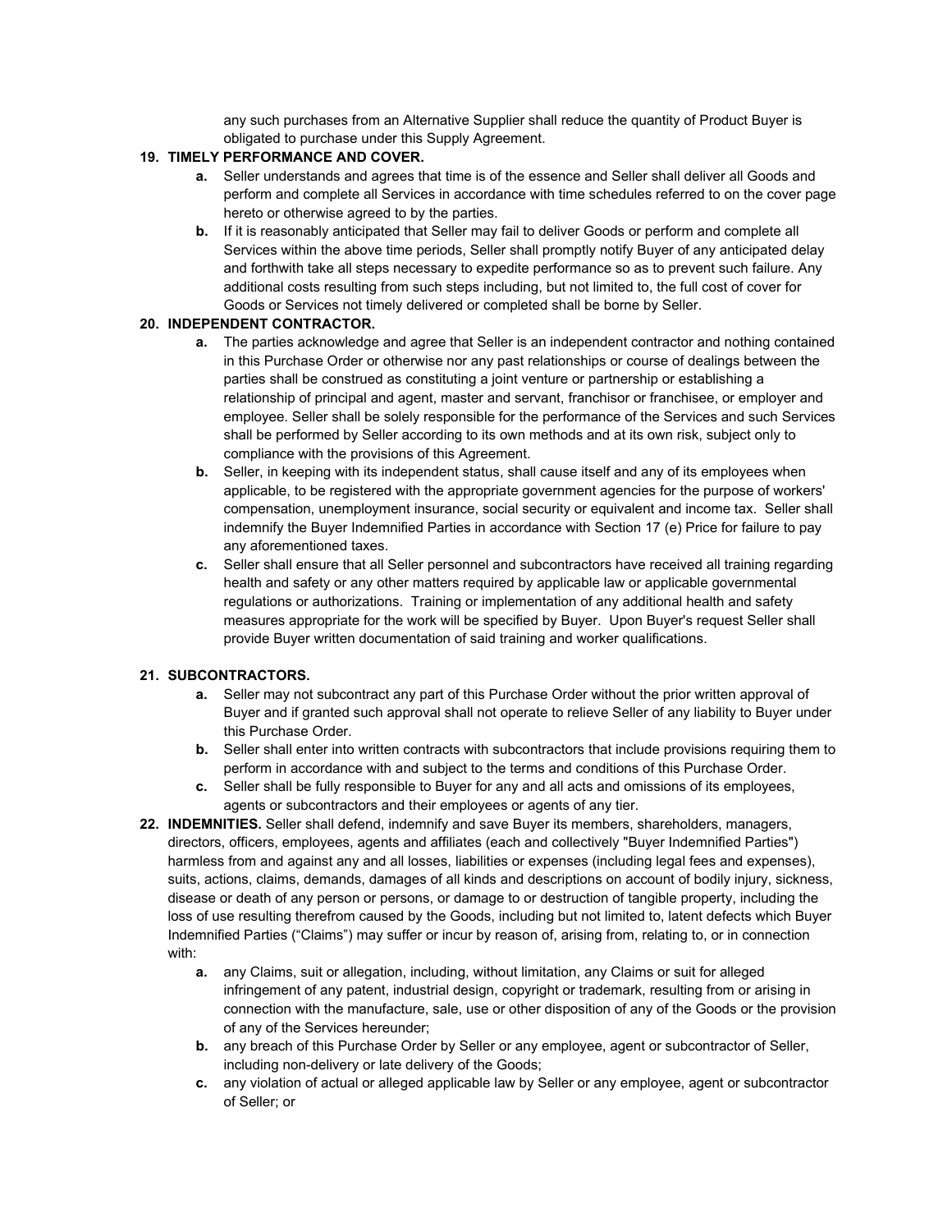any such purchases from an Alternative Supplier shall reduce the quantity of Product Buyer is obligated to purchase under this Supply Agreement.

**19. TIMELY PERFORMANCE AND COVER.**

- **a.** Seller understands and agrees that time is of the essence and Seller shall deliver all Goods and perform and complete all Services in accordance with time schedules referred to on the cover page hereto or otherwise agreed to by the parties.
- **b.** If it is reasonably anticipated that Seller may fail to deliver Goods or perform and complete all Services within the above time periods, Seller shall promptly notify Buyer of any anticipated delay and forthwith take all steps necessary to expedite performance so as to prevent such failure. Any additional costs resulting from such steps including, but not limited to, the full cost of cover for Goods or Services not timely delivered or completed shall be borne by Seller.

**20. INDEPENDENT CONTRACTOR.**

- **a.** The parties acknowledge and agree that Seller is an independent contractor and nothing contained in this Purchase Order or otherwise nor any past relationships or course of dealings between the parties shall be construed as constituting a joint venture or partnership or establishing a relationship of principal and agent, master and servant, franchisor or franchisee, or employer and employee. Seller shall be solely responsible for the performance of the Services and such Services shall be performed by Seller according to its own methods and at its own risk, subject only to compliance with the provisions of this Agreement.
- **b.** Seller, in keeping with its independent status, shall cause itself and any of its employees when applicable, to be registered with the appropriate government agencies for the purpose of workers' compensation, unemployment insurance, social security or equivalent and income tax. Seller shall indemnify the Buyer Indemnified Parties in accordance with Section 17 (e) Price for failure to pay any aforementioned taxes.
- **c.** Seller shall ensure that all Seller personnel and subcontractors have received all training regarding health and safety or any other matters required by applicable law or applicable governmental regulations or authorizations. Training or implementation of any additional health and safety measures appropriate for the work will be specified by Buyer. Upon Buyer's request Seller shall provide Buyer written documentation of said training and worker qualifications.

**21. SUBCONTRACTORS.**

- **a.** Seller may not subcontract any part of this Purchase Order without the prior written approval of Buyer and if granted such approval shall not operate to relieve Seller of any liability to Buyer under this Purchase Order.
- **b.** Seller shall enter into written contracts with subcontractors that include provisions requiring them to perform in accordance with and subject to the terms and conditions of this Purchase Order.
- **c.** Seller shall be fully responsible to Buyer for any and all acts and omissions of its employees, agents or subcontractors and their employees or agents of any tier.

**22. INDEMNITIES.** Seller shall defend, indemnify and save Buyer its members, shareholders, managers, directors, officers, employees, agents and affiliates (each and collectively "Buyer Indemnified Parties") harmless from and against any and all losses, liabilities or expenses (including legal fees and expenses), suits, actions, claims, demands, damages of all kinds and descriptions on account of bodily injury, sickness, disease or death of any person or persons, or damage to or destruction of tangible property, including the loss of use resulting therefrom caused by the Goods, including but not limited to, latent defects which Buyer Indemnified Parties ("Claims") may suffer or incur by reason of, arising from, relating to, or in connection with:

- **a.** any Claims, suit or allegation, including, without limitation, any Claims or suit for alleged infringement of any patent, industrial design, copyright or trademark, resulting from or arising in connection with the manufacture, sale, use or other disposition of any of the Goods or the provision of any of the Services hereunder;
- **b.** any breach of this Purchase Order by Seller or any employee, agent or subcontractor of Seller, including non-delivery or late delivery of the Goods;
- **c.** any violation of actual or alleged applicable law by Seller or any employee, agent or subcontractor of Seller; or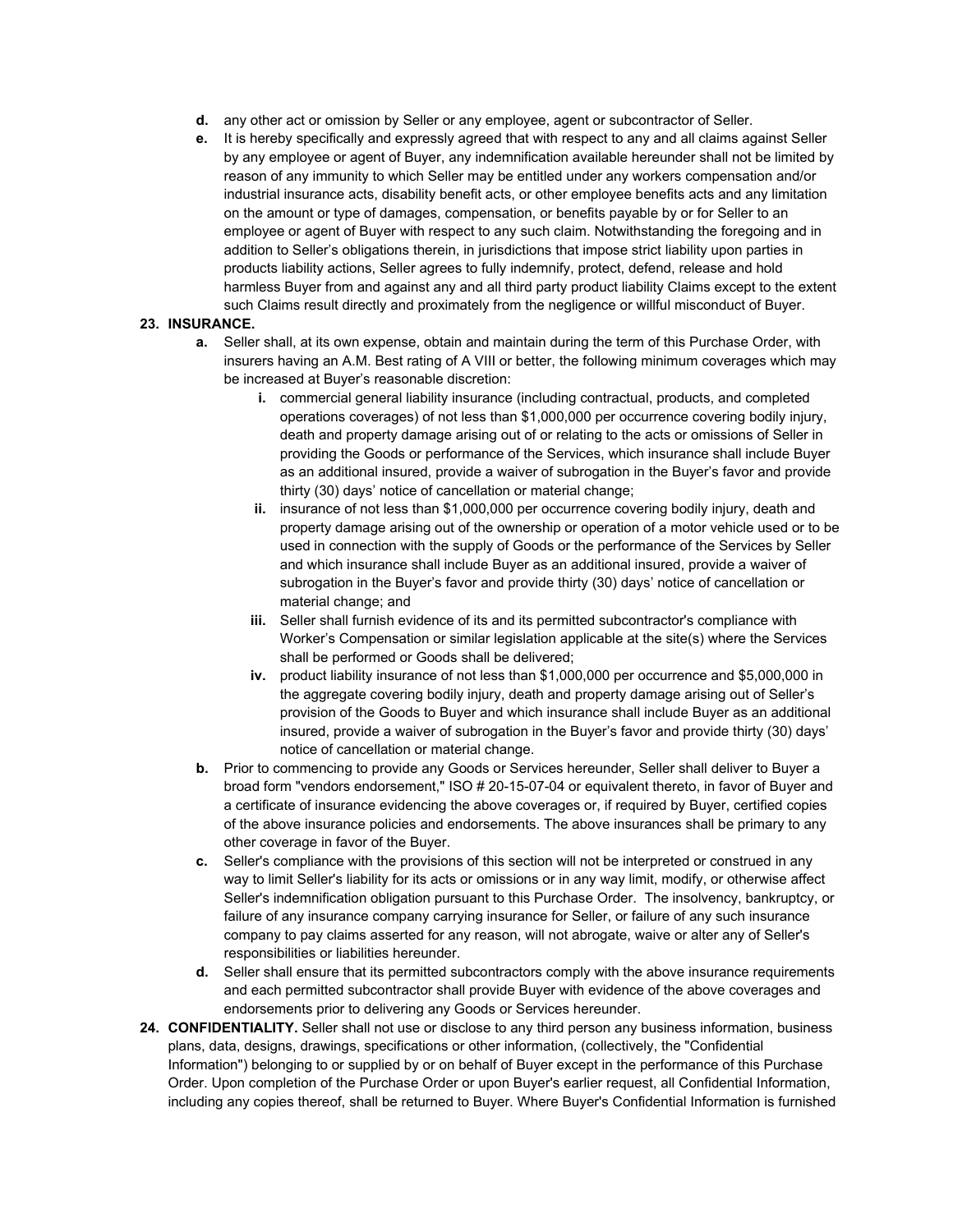**d.** any other act or omission by Seller or any employee, agent or subcontractor of Seller.

**e.** It is hereby specifically and expressly agreed that with respect to any and all claims against Seller by any employee or agent of Buyer, any indemnification available hereunder shall not be limited by reason of any immunity to which Seller may be entitled under any workers compensation and/or industrial insurance acts, disability benefit acts, or other employee benefits acts and any limitation on the amount or type of damages, compensation, or benefits payable by or for Seller to an employee or agent of Buyer with respect to any such claim. Notwithstanding the foregoing and in addition to Seller's obligations therein, in jurisdictions that impose strict liability upon parties in products liability actions, Seller agrees to fully indemnify, protect, defend, release and hold harmless Buyer from and against any and all third party product liability Claims except to the extent such Claims result directly and proximately from the negligence or willful misconduct of Buyer.

**23. INSURANCE.**

**a.** Seller shall, at its own expense, obtain and maintain during the term of this Purchase Order, with insurers having an A.M. Best rating of A VIII or better, the following minimum coverages which may be increased at Buyer's reasonable discretion:

**i.** commercial general liability insurance (including contractual, products, and completed operations coverages) of not less than $1,000,000 per occurrence covering bodily injury, death and property damage arising out of or relating to the acts or omissions of Seller in providing the Goods or performance of the Services, which insurance shall include Buyer as an additional insured, provide a waiver of subrogation in the Buyer's favor and provide thirty (30) days' notice of cancellation or material change;

**ii.** insurance of not less than $1,000,000 per occurrence covering bodily injury, death and property damage arising out of the ownership or operation of a motor vehicle used or to be used in connection with the supply of Goods or the performance of the Services by Seller and which insurance shall include Buyer as an additional insured, provide a waiver of subrogation in the Buyer's favor and provide thirty (30) days' notice of cancellation or material change; and

**iii.** Seller shall furnish evidence of its and its permitted subcontractor's compliance with Worker's Compensation or similar legislation applicable at the site(s) where the Services shall be performed or Goods shall be delivered;

**iv.** product liability insurance of not less than $1,000,000 per occurrence and $5,000,000 in the aggregate covering bodily injury, death and property damage arising out of Seller's provision of the Goods to Buyer and which insurance shall include Buyer as an additional insured, provide a waiver of subrogation in the Buyer's favor and provide thirty (30) days' notice of cancellation or material change.

**b.** Prior to commencing to provide any Goods or Services hereunder, Seller shall deliver to Buyer a broad form "vendors endorsement," ISO # 20-15-07-04 or equivalent thereto, in favor of Buyer and a certificate of insurance evidencing the above coverages or, if required by Buyer, certified copies of the above insurance policies and endorsements. The above insurances shall be primary to any other coverage in favor of the Buyer.

**c.** Seller's compliance with the provisions of this section will not be interpreted or construed in any way to limit Seller's liability for its acts or omissions or in any way limit, modify, or otherwise affect Seller's indemnification obligation pursuant to this Purchase Order. The insolvency, bankruptcy, or failure of any insurance company carrying insurance for Seller, or failure of any such insurance company to pay claims asserted for any reason, will not abrogate, waive or alter any of Seller's responsibilities or liabilities hereunder.

**d.** Seller shall ensure that its permitted subcontractors comply with the above insurance requirements and each permitted subcontractor shall provide Buyer with evidence of the above coverages and endorsements prior to delivering any Goods or Services hereunder.

**24. CONFIDENTIALITY.** Seller shall not use or disclose to any third person any business information, business plans, data, designs, drawings, specifications or other information, (collectively, the "Confidential Information") belonging to or supplied by or on behalf of Buyer except in the performance of this Purchase Order. Upon completion of the Purchase Order or upon Buyer's earlier request, all Confidential Information, including any copies thereof, shall be returned to Buyer. Where Buyer's Confidential Information is furnished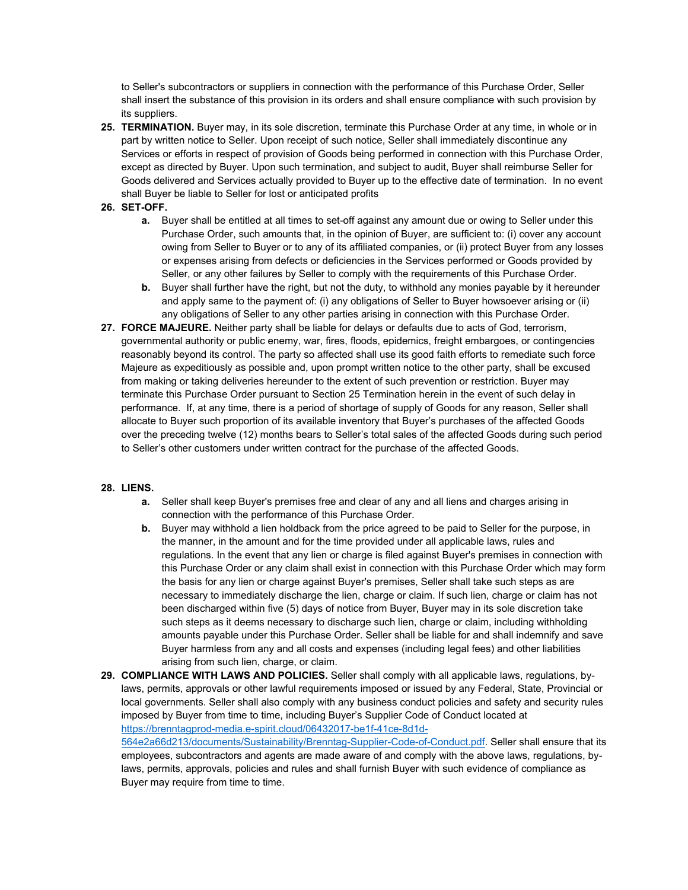to Seller's subcontractors or suppliers in connection with the performance of this Purchase Order, Seller shall insert the substance of this provision in its orders and shall ensure compliance with such provision by its suppliers.

25. **TERMINATION.** Buyer may, in its sole discretion, terminate this Purchase Order at any time, in whole or in part by written notice to Seller. Upon receipt of such notice, Seller shall immediately discontinue any Services or efforts in respect of provision of Goods being performed in connection with this Purchase Order, except as directed by Buyer. Upon such termination, and subject to audit, Buyer shall reimburse Seller for Goods delivered and Services actually provided to Buyer up to the effective date of termination. In no event shall Buyer be liable to Seller for lost or anticipated profits

26. **SET-OFF.**
    - **a.** Buyer shall be entitled at all times to set-off against any amount due or owing to Seller under this Purchase Order, such amounts that, in the opinion of Buyer, are sufficient to: (i) cover any account owing from Seller to Buyer or to any of its affiliated companies, or (ii) protect Buyer from any losses or expenses arising from defects or deficiencies in the Services performed or Goods provided by Seller, or any other failures by Seller to comply with the requirements of this Purchase Order.
    - **b.** Buyer shall further have the right, but not the duty, to withhold any monies payable by it hereunder and apply same to the payment of: (i) any obligations of Seller to Buyer howsoever arising or (ii) any obligations of Seller to any other parties arising in connection with this Purchase Order.

27. **FORCE MAJEURE.** Neither party shall be liable for delays or defaults due to acts of God, terrorism, governmental authority or public enemy, war, fires, floods, epidemics, freight embargoes, or contingencies reasonably beyond its control. The party so affected shall use its good faith efforts to remediate such force Majeure as expeditiously as possible and, upon prompt written notice to the other party, shall be excused from making or taking deliveries hereunder to the extent of such prevention or restriction. Buyer may terminate this Purchase Order pursuant to Section 25 Termination herein in the event of such delay in performance. If, at any time, there is a period of shortage of supply of Goods for any reason, Seller shall allocate to Buyer such proportion of its available inventory that Buyer's purchases of the affected Goods over the preceding twelve (12) months bears to Seller's total sales of the affected Goods during such period to Seller's other customers under written contract for the purchase of the affected Goods.

28. **LIENS.**
    - **a.** Seller shall keep Buyer's premises free and clear of any and all liens and charges arising in connection with the performance of this Purchase Order.
    - **b.** Buyer may withhold a lien holdback from the price agreed to be paid to Seller for the purpose, in the manner, in the amount and for the time provided under all applicable laws, rules and regulations. In the event that any lien or charge is filed against Buyer's premises in connection with this Purchase Order or any claim shall exist in connection with this Purchase Order which may form the basis for any lien or charge against Buyer's premises, Seller shall take such steps as are necessary to immediately discharge the lien, charge or claim. If such lien, charge or claim has not been discharged within five (5) days of notice from Buyer, Buyer may in its sole discretion take such steps as it deems necessary to discharge such lien, charge or claim, including withholding amounts payable under this Purchase Order. Seller shall be liable for and shall indemnify and save Buyer harmless from any and all costs and expenses (including legal fees) and other liabilities arising from such lien, charge, or claim.

29. **COMPLIANCE WITH LAWS AND POLICIES.** Seller shall comply with all applicable laws, regulations, by-laws, permits, approvals or other lawful requirements imposed or issued by any Federal, State, Provincial or local governments. Seller shall also comply with any business conduct policies and safety and security rules imposed by Buyer from time to time, including Buyer's Supplier Code of Conduct located at [https://brenntagprod-media.e-spirit.cloud/06432017-be1f-41ce-8d1d-564e2a66d213/documents/Sustainability/Brenntag-Supplier-Code-of-Conduct.pdf](https://brenntagprod-media.e-spirit.cloud/06432017-be1f-41ce-8d1d-564e2a66d213/documents/Sustainability/Brenntag-Supplier-Code-of-Conduct.pdf). Seller shall ensure that its employees, subcontractors and agents are made aware of and comply with the above laws, regulations, by-laws, permits, approvals, policies and rules and shall furnish Buyer with such evidence of compliance as Buyer may require from time to time.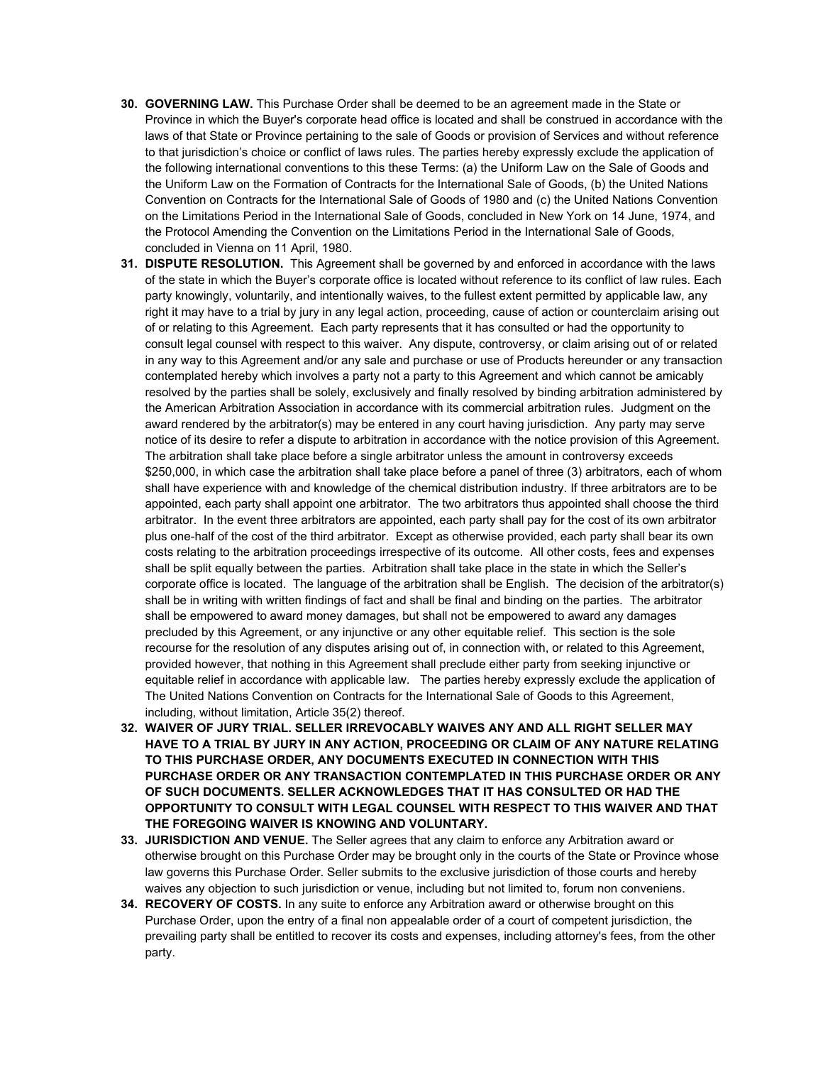30. **GOVERNING LAW.** This Purchase Order shall be deemed to be an agreement made in the State or Province in which the Buyer's corporate head office is located and shall be construed in accordance with the laws of that State or Province pertaining to the sale of Goods or provision of Services and without reference to that jurisdiction's choice or conflict of laws rules. The parties hereby expressly exclude the application of the following international conventions to this these Terms: (a) the Uniform Law on the Sale of Goods and the Uniform Law on the Formation of Contracts for the International Sale of Goods, (b) the United Nations Convention on Contracts for the International Sale of Goods of 1980 and (c) the United Nations Convention on the Limitations Period in the International Sale of Goods, concluded in New York on 14 June, 1974, and the Protocol Amending the Convention on the Limitations Period in the International Sale of Goods, concluded in Vienna on 11 April, 1980.
31. **DISPUTE RESOLUTION.** This Agreement shall be governed by and enforced in accordance with the laws of the state in which the Buyer's corporate office is located without reference to its conflict of law rules. Each party knowingly, voluntarily, and intentionally waives, to the fullest extent permitted by applicable law, any right it may have to a trial by jury in any legal action, proceeding, cause of action or counterclaim arising out of or relating to this Agreement. Each party represents that it has consulted or had the opportunity to consult legal counsel with respect to this waiver. Any dispute, controversy, or claim arising out of or related in any way to this Agreement and/or any sale and purchase or use of Products hereunder or any transaction contemplated hereby which involves a party not a party to this Agreement and which cannot be amicably resolved by the parties shall be solely, exclusively and finally resolved by binding arbitration administered by the American Arbitration Association in accordance with its commercial arbitration rules. Judgment on the award rendered by the arbitrator(s) may be entered in any court having jurisdiction. Any party may serve notice of its desire to refer a dispute to arbitration in accordance with the notice provision of this Agreement. The arbitration shall take place before a single arbitrator unless the amount in controversy exceeds $250,000, in which case the arbitration shall take place before a panel of three (3) arbitrators, each of whom shall have experience with and knowledge of the chemical distribution industry. If three arbitrators are to be appointed, each party shall appoint one arbitrator. The two arbitrators thus appointed shall choose the third arbitrator. In the event three arbitrators are appointed, each party shall pay for the cost of its own arbitrator plus one-half of the cost of the third arbitrator. Except as otherwise provided, each party shall bear its own costs relating to the arbitration proceedings irrespective of its outcome. All other costs, fees and expenses shall be split equally between the parties. Arbitration shall take place in the state in which the Seller's corporate office is located. The language of the arbitration shall be English. The decision of the arbitrator(s) shall be in writing with written findings of fact and shall be final and binding on the parties. The arbitrator shall be empowered to award money damages, but shall not be empowered to award any damages precluded by this Agreement, or any injunctive or any other equitable relief. This section is the sole recourse for the resolution of any disputes arising out of, in connection with, or related to this Agreement, provided however, that nothing in this Agreement shall preclude either party from seeking injunctive or equitable relief in accordance with applicable law. The parties hereby expressly exclude the application of The United Nations Convention on Contracts for the International Sale of Goods to this Agreement, including, without limitation, Article 35(2) thereof.
32. **WAIVER OF JURY TRIAL. SELLER IRREVOCABLY WAIVES ANY AND ALL RIGHT SELLER MAY HAVE TO A TRIAL BY JURY IN ANY ACTION, PROCEEDING OR CLAIM OF ANY NATURE RELATING TO THIS PURCHASE ORDER, ANY DOCUMENTS EXECUTED IN CONNECTION WITH THIS PURCHASE ORDER OR ANY TRANSACTION CONTEMPLATED IN THIS PURCHASE ORDER OR ANY OF SUCH DOCUMENTS. SELLER ACKNOWLEDGES THAT IT HAS CONSULTED OR HAD THE OPPORTUNITY TO CONSULT WITH LEGAL COUNSEL WITH RESPECT TO THIS WAIVER AND THAT THE FOREGOING WAIVER IS KNOWING AND VOLUNTARY.**
33. **JURISDICTION AND VENUE.** The Seller agrees that any claim to enforce any Arbitration award or otherwise brought on this Purchase Order may be brought only in the courts of the State or Province whose law governs this Purchase Order. Seller submits to the exclusive jurisdiction of those courts and hereby waives any objection to such jurisdiction or venue, including but not limited to, forum non conveniens.
34. **RECOVERY OF COSTS.** In any suite to enforce any Arbitration award or otherwise brought on this Purchase Order, upon the entry of a final non appealable order of a court of competent jurisdiction, the prevailing party shall be entitled to recover its costs and expenses, including attorney's fees, from the other party.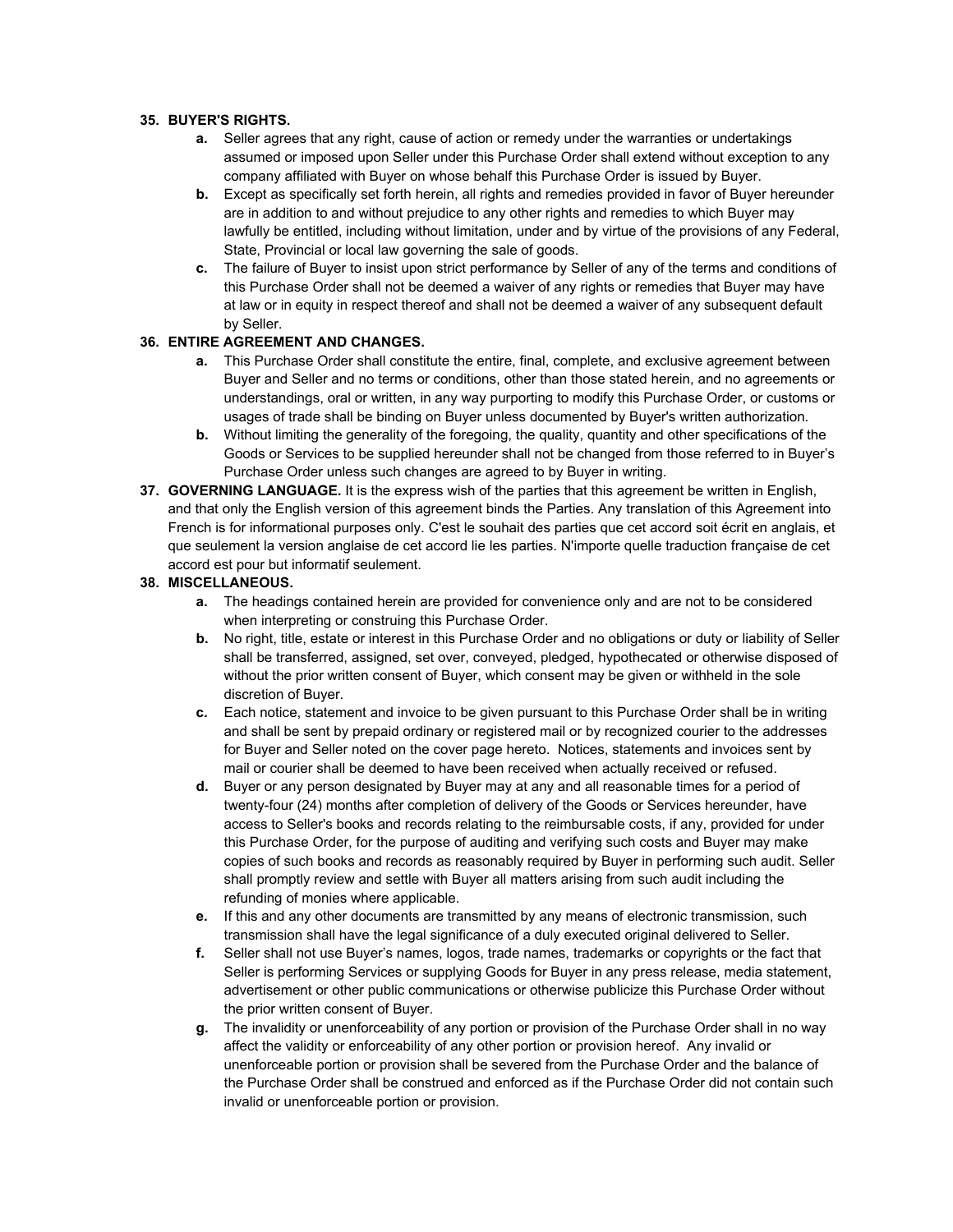35. **BUYER'S RIGHTS.**
    - **a.** Seller agrees that any right, cause of action or remedy under the warranties or undertakings assumed or imposed upon Seller under this Purchase Order shall extend without exception to any company affiliated with Buyer on whose behalf this Purchase Order is issued by Buyer.
    - **b.** Except as specifically set forth herein, all rights and remedies provided in favor of Buyer hereunder are in addition to and without prejudice to any other rights and remedies to which Buyer may lawfully be entitled, including without limitation, under and by virtue of the provisions of any Federal, State, Provincial or local law governing the sale of goods.
    - **c.** The failure of Buyer to insist upon strict performance by Seller of any of the terms and conditions of this Purchase Order shall not be deemed a waiver of any rights or remedies that Buyer may have at law or in equity in respect thereof and shall not be deemed a waiver of any subsequent default by Seller.
36. **ENTIRE AGREEMENT AND CHANGES.**
    - **a.** This Purchase Order shall constitute the entire, final, complete, and exclusive agreement between Buyer and Seller and no terms or conditions, other than those stated herein, and no agreements or understandings, oral or written, in any way purporting to modify this Purchase Order, or customs or usages of trade shall be binding on Buyer unless documented by Buyer's written authorization.
    - **b.** Without limiting the generality of the foregoing, the quality, quantity and other specifications of the Goods or Services to be supplied hereunder shall not be changed from those referred to in Buyer's Purchase Order unless such changes are agreed to by Buyer in writing.
37. **GOVERNING LANGUAGE.** It is the express wish of the parties that this agreement be written in English, and that only the English version of this agreement binds the Parties. Any translation of this Agreement into French is for informational purposes only. C'est le souhait des parties que cet accord soit écrit en anglais, et que seulement la version anglaise de cet accord lie les parties. N'importe quelle traduction française de cet accord est pour but informatif seulement.
38. **MISCELLANEOUS.**
    - **a.** The headings contained herein are provided for convenience only and are not to be considered when interpreting or construing this Purchase Order.
    - **b.** No right, title, estate or interest in this Purchase Order and no obligations or duty or liability of Seller shall be transferred, assigned, set over, conveyed, pledged, hypothecated or otherwise disposed of without the prior written consent of Buyer, which consent may be given or withheld in the sole discretion of Buyer.
    - **c.** Each notice, statement and invoice to be given pursuant to this Purchase Order shall be in writing and shall be sent by prepaid ordinary or registered mail or by recognized courier to the addresses for Buyer and Seller noted on the cover page hereto. Notices, statements and invoices sent by mail or courier shall be deemed to have been received when actually received or refused.
    - **d.** Buyer or any person designated by Buyer may at any and all reasonable times for a period of twenty-four (24) months after completion of delivery of the Goods or Services hereunder, have access to Seller's books and records relating to the reimbursable costs, if any, provided for under this Purchase Order, for the purpose of auditing and verifying such costs and Buyer may make copies of such books and records as reasonably required by Buyer in performing such audit. Seller shall promptly review and settle with Buyer all matters arising from such audit including the refunding of monies where applicable.
    - **e.** If this and any other documents are transmitted by any means of electronic transmission, such transmission shall have the legal significance of a duly executed original delivered to Seller.
    - **f.** Seller shall not use Buyer's names, logos, trade names, trademarks or copyrights or the fact that Seller is performing Services or supplying Goods for Buyer in any press release, media statement, advertisement or other public communications or otherwise publicize this Purchase Order without the prior written consent of Buyer.
    - **g.** The invalidity or unenforceability of any portion or provision of the Purchase Order shall in no way affect the validity or enforceability of any other portion or provision hereof. Any invalid or unenforceable portion or provision shall be severed from the Purchase Order and the balance of the Purchase Order shall be construed and enforced as if the Purchase Order did not contain such invalid or unenforceable portion or provision.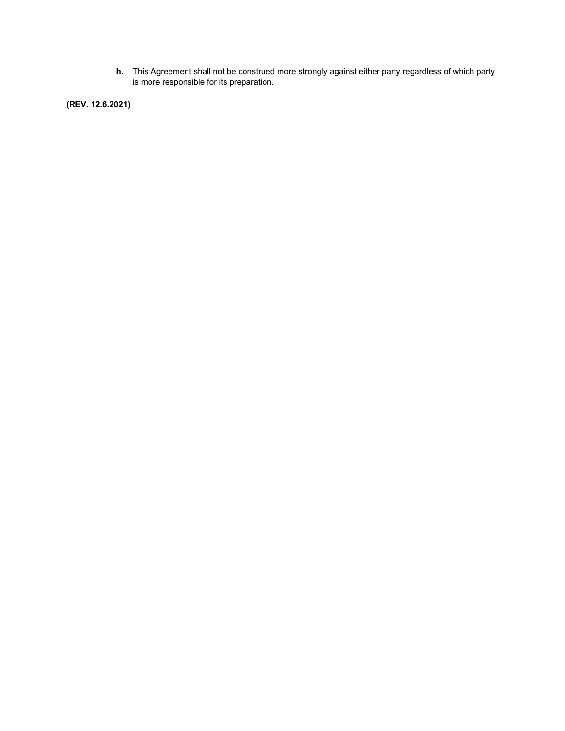**h.** This Agreement shall not be construed more strongly against either party regardless of which party is more responsible for its preparation.

**(REV. 12.6.2021)**